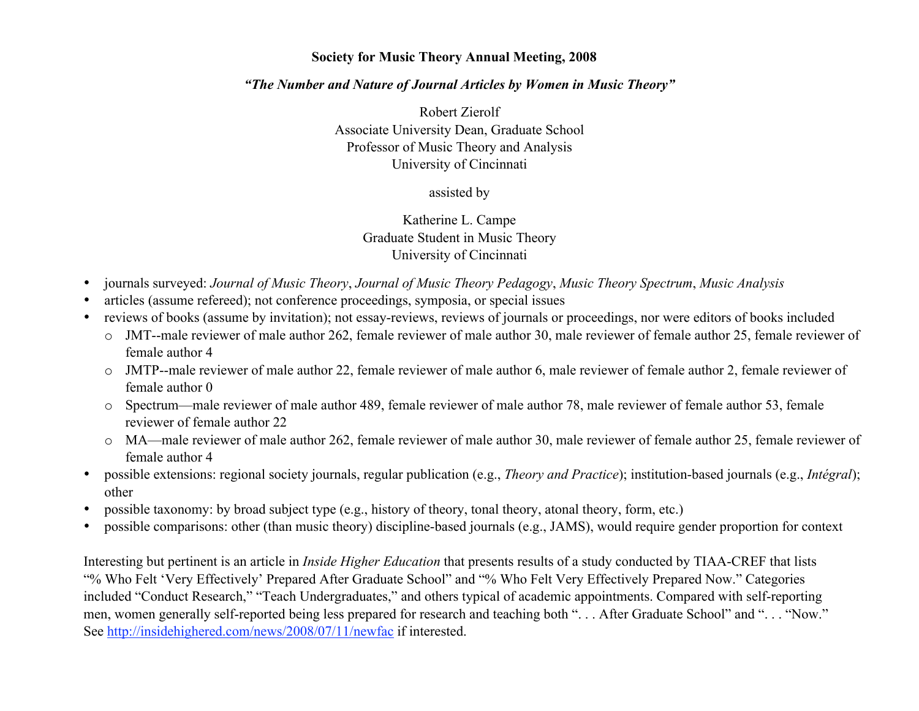**Society for Music Theory Annual Meeting, 2008**

***"The Number and Nature of Journal Articles by Women in Music Theory"***

Robert Zierolf
Associate University Dean, Graduate School
Professor of Music Theory and Analysis
University of Cincinnati

assisted by

Katherine L. Campe
Graduate Student in Music Theory
University of Cincinnati

- journals surveyed: *Journal of Music Theory*, *Journal of Music Theory Pedagogy*, *Music Theory Spectrum*, *Music Analysis*
- articles (assume refereed); not conference proceedings, symposia, or special issues
- reviews of books (assume by invitation); not essay-reviews, reviews of journals or proceedings, nor were editors of books included
  - JMT--male reviewer of male author 262, female reviewer of male author 30, male reviewer of female author 25, female reviewer of female author 4
  - JMTP--male reviewer of male author 22, female reviewer of male author 6, male reviewer of female author 2, female reviewer of female author 0
  - Spectrum—male reviewer of male author 489, female reviewer of male author 78, male reviewer of female author 53, female reviewer of female author 22
  - MA—male reviewer of male author 262, female reviewer of male author 30, male reviewer of female author 25, female reviewer of female author 4
- possible extensions: regional society journals, regular publication (e.g., *Theory and Practice*); institution-based journals (e.g., *Intégral*); other
- possible taxonomy: by broad subject type (e.g., history of theory, tonal theory, atonal theory, form, etc.)
- possible comparisons: other (than music theory) discipline-based journals (e.g., JAMS), would require gender proportion for context

Interesting but pertinent is an article in *Inside Higher Education* that presents results of a study conducted by TIAA-CREF that lists "% Who Felt 'Very Effectively' Prepared After Graduate School" and "% Who Felt Very Effectively Prepared Now." Categories included "Conduct Research," "Teach Undergraduates," and others typical of academic appointments. Compared with self-reporting men, women generally self-reported being less prepared for research and teaching both ". . . After Graduate School" and ". . . "Now." See http://insidehighered.com/news/2008/07/11/newfac if interested.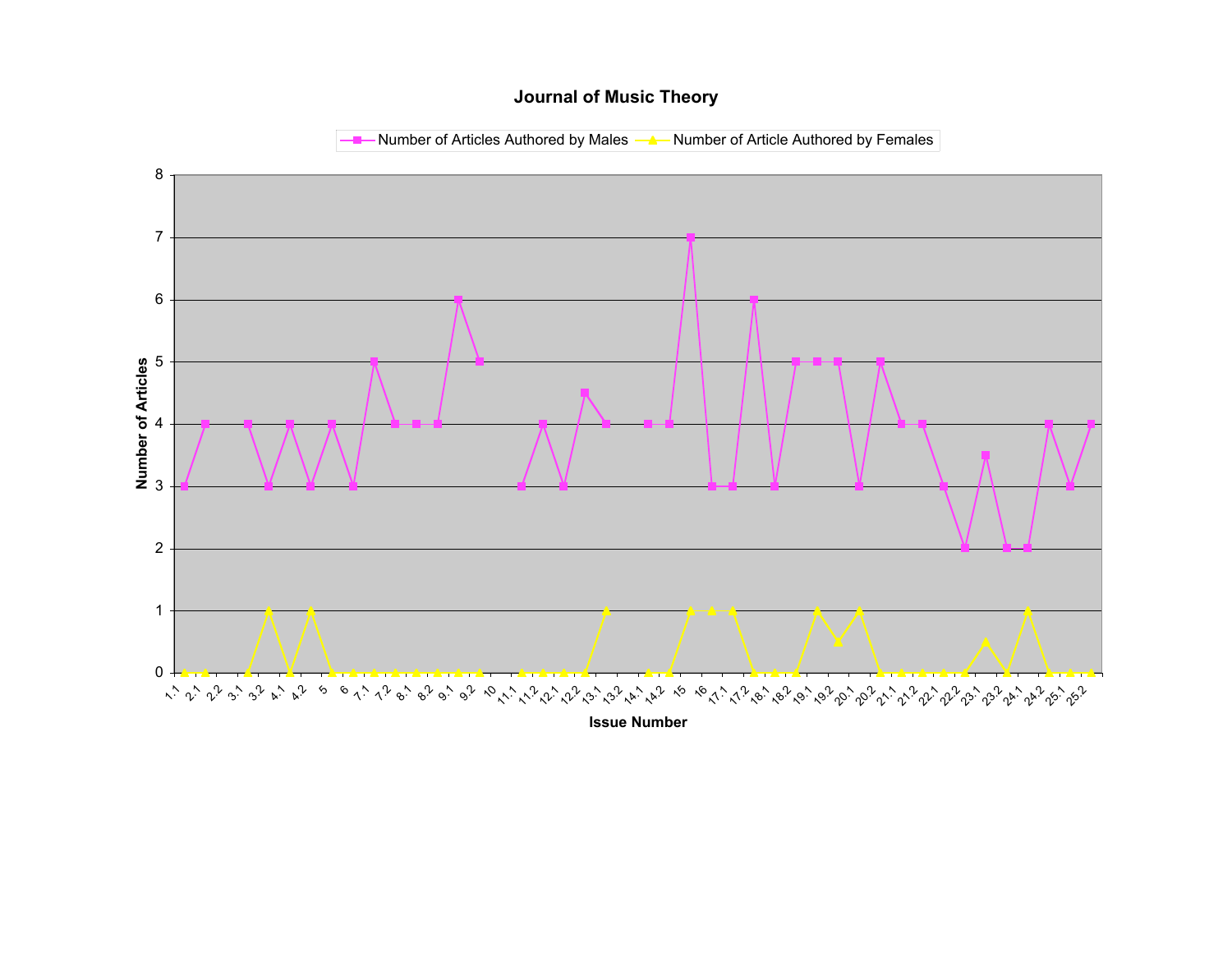## Journal of Music Theory

Number of Articles Authored by Males — Number of Article Authored by Females

Number of Articles

Issue Number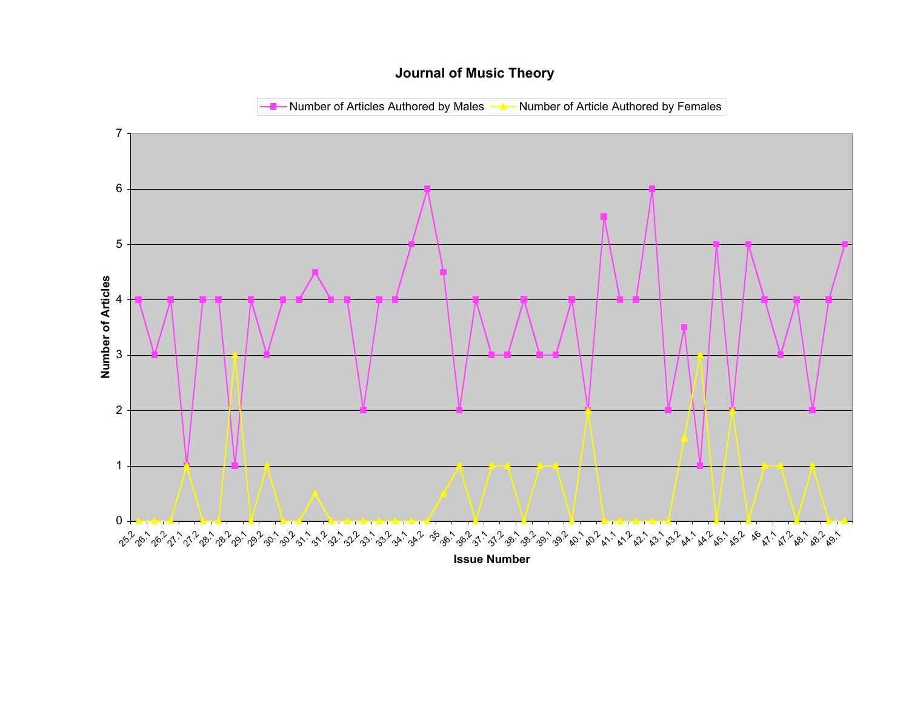**Journal of Music Theory**

Legend: Number of Articles Authored by Males; Number of Article Authored by Females

Y-axis: Number of Articles (0–7)

X-axis: Issue Number

| Issue Number | Number of Articles Authored by Males | Number of Article Authored by Females |
|---|---|---|
| 25.2 | 4 | 0 |
| 26.1 | 3 | 0 |
| 26.2 | 4 | 0 |
| 27.1 | 1 | 1 |
| 27.2 | 4 | 0 |
| 28.1 | 4 | 0 |
| 28.2 | 1 | 3 |
| 29.1 | 4 | 0 |
| 29.2 | 3 | 1 |
| 30.1 | 4 | 0 |
| 30.2 | 4 | 0 |
| 31.1 | 4.5 | 0.5 |
| 31.2 | 4 | 0 |
| 32.1 | 4 | 0 |
| 32.2 | 2 | 0 |
| 33.1 | 4 | 0 |
| 33.2 | 4 | 0 |
| 34.1 | 5 | 0 |
| 34.2 | 6 | 0 |
| 35 | 4.5 | 0.5 |
| 36.1 | 2 | 1 |
| 36.2 | 4 | 0 |
| 37.1 | 3 | 1 |
| 37.2 | 3 | 1 |
| 38.1 | 4 | 0 |
| 38.2 | 3 | 1 |
| 39.1 | 3 | 1 |
| 39.2 | 4 | 0 |
| 40.1 | 2 | 2 |
| 40.2 | 5.5 | 0 |
| 41.1 | 4 | 0 |
| 41.2 | 4 | 0 |
| 42.1 | 6 | 0 |
| 43.1 | 2 | 0 |
| 43.2 | 3.5 | 1.5 |
| 44.1 | 1 | 3 |
| 44.2 | 5 | 0 |
| 45.1 | 2 | 2 |
| 45.2 | 5 | 0 |
| 46 | 4 | 1 |
| 47.1 | 3 | 1 |
| 47.2 | 4 | 0 |
| 48.1 | 2 | 1 |
| 48.2 | 4 | 0 |
| 49.1 | 5 | 0 |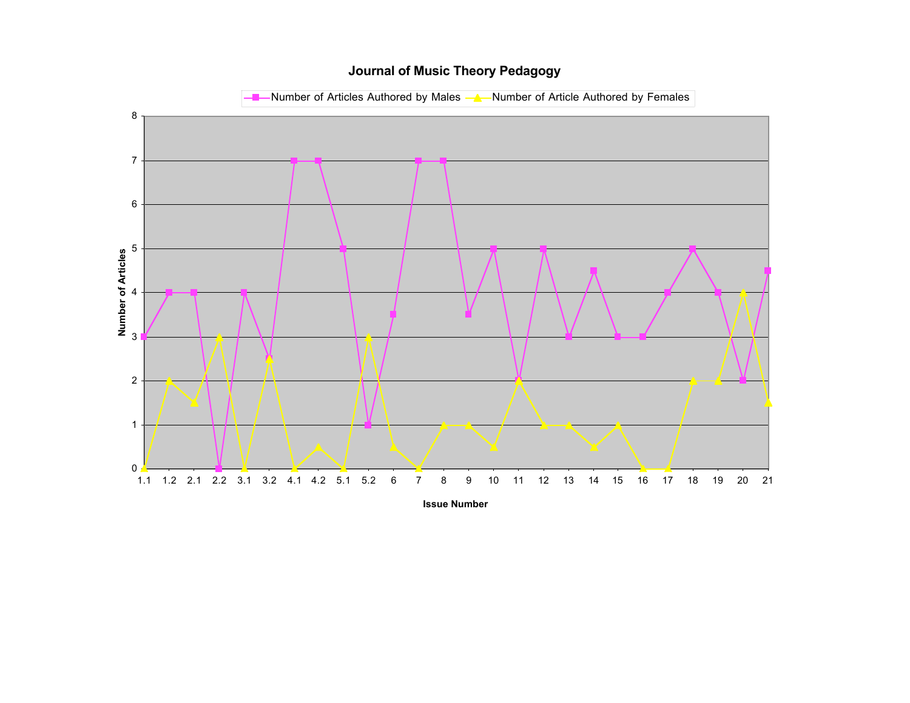**Journal of Music Theory Pedagogy**

| Issue Number | Number of Articles Authored by Males | Number of Article Authored by Females |
|---|---|---|
| 1.1 | 3 | 0 |
| 1.2 | 4 | 2 |
| 2.1 | 4 | 1.5 |
| 2.2 | 0 | 3 |
| 3.1 | 4 | 0 |
| 3.2 | 2.5 | 2.5 |
| 4.1 | 7 | 0 |
| 4.2 | 7 | 0.5 |
| 5.1 | 5 | 0 |
| 5.2 | 1 | 3 |
| 6 | 3.5 | 0.5 |
| 7 | 7 | 0 |
| 8 | 7 | 1 |
| 9 | 3.5 | 1 |
| 10 | 5 | 0.5 |
| 11 | 2 | 2 |
| 12 | 5 | 1 |
| 13 | 3 | 1 |
| 14 | 4.5 | 0.5 |
| 15 | 3 | 1 |
| 16 | 3 | 0 |
| 17 | 4 | 0 |
| 18 | 5 | 2 |
| 19 | 4 | 2 |
| 20 | 2 | 4 |
| 21 | 4.5 | 1.5 |

Y-axis: Number of Articles (0–8)

X-axis: Issue Number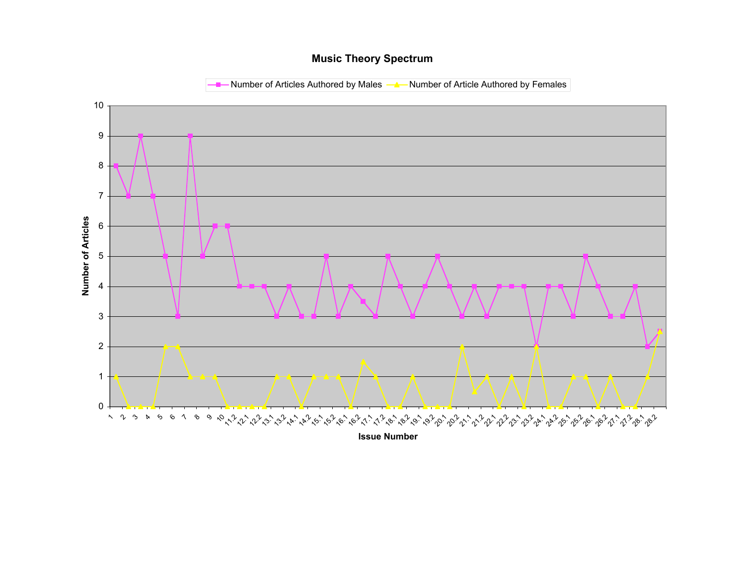## Music Theory Spectrum

Legend: Number of Articles Authored by Males; Number of Article Authored by Females

Y-axis: Number of Articles (0–10)

X-axis: Issue Number

| Issue Number | Number of Articles Authored by Males | Number of Article Authored by Females |
|---|---|---|
| 1 | 8 | 1 |
| 2 | 7 | 0 |
| 3 | 9 | 0 |
| 4 | 7 | 0 |
| 5 | 5 | 2 |
| 6 | 3 | 2 |
| 7 | 9 | 1 |
| 8 | 5 | 1 |
| 9 | 6 | 1 |
| 10 | 6 | 0 |
| 11.2 | 4 | 0 |
| 12.1 | 4 | 0 |
| 12.2 | 4 | 0 |
| 13.1 | 3 | 1 |
| 13.2 | 4 | 1 |
| 14.1 | 3 | 0 |
| 14.2 | 3 | 1 |
| 15.1 | 5 | 1 |
| 15.2 | 3 | 1 |
| 16.1 | 4 | 0 |
| 16.2 | 3.5 | 1.5 |
| 17.1 | 3 | 1 |
| 17.2 | 5 | 0 |
| 18.1 | 4 | 0 |
| 18.2 | 3 | 1 |
| 19.1 | 4 | 0 |
| 19.2 | 5 | 0 |
| 20.1 | 4 | 0 |
| 20.2 | 3 | 2 |
| 21.1 | 4 | 0.5 |
| 21.2 | 3 | 1 |
| 22.1 | 4 | 0 |
| 22.2 | 4 | 1 |
| 23.1 | 4 | 0 |
| 23.2 | 2 | 2 |
| 24.1 | 4 | 0 |
| 24.2 | 4 | 0 |
| 25.1 | 3 | 1 |
| 25.2 | 5 | 1 |
| 26.1 | 4 | 0 |
| 26.2 | 3 | 1 |
| 27.1 | 3 | 0 |
| 27.2 | 4 | 0 |
| 28.1 | 2 | 1 |
| 28.2 | 2.5 | 2.5 |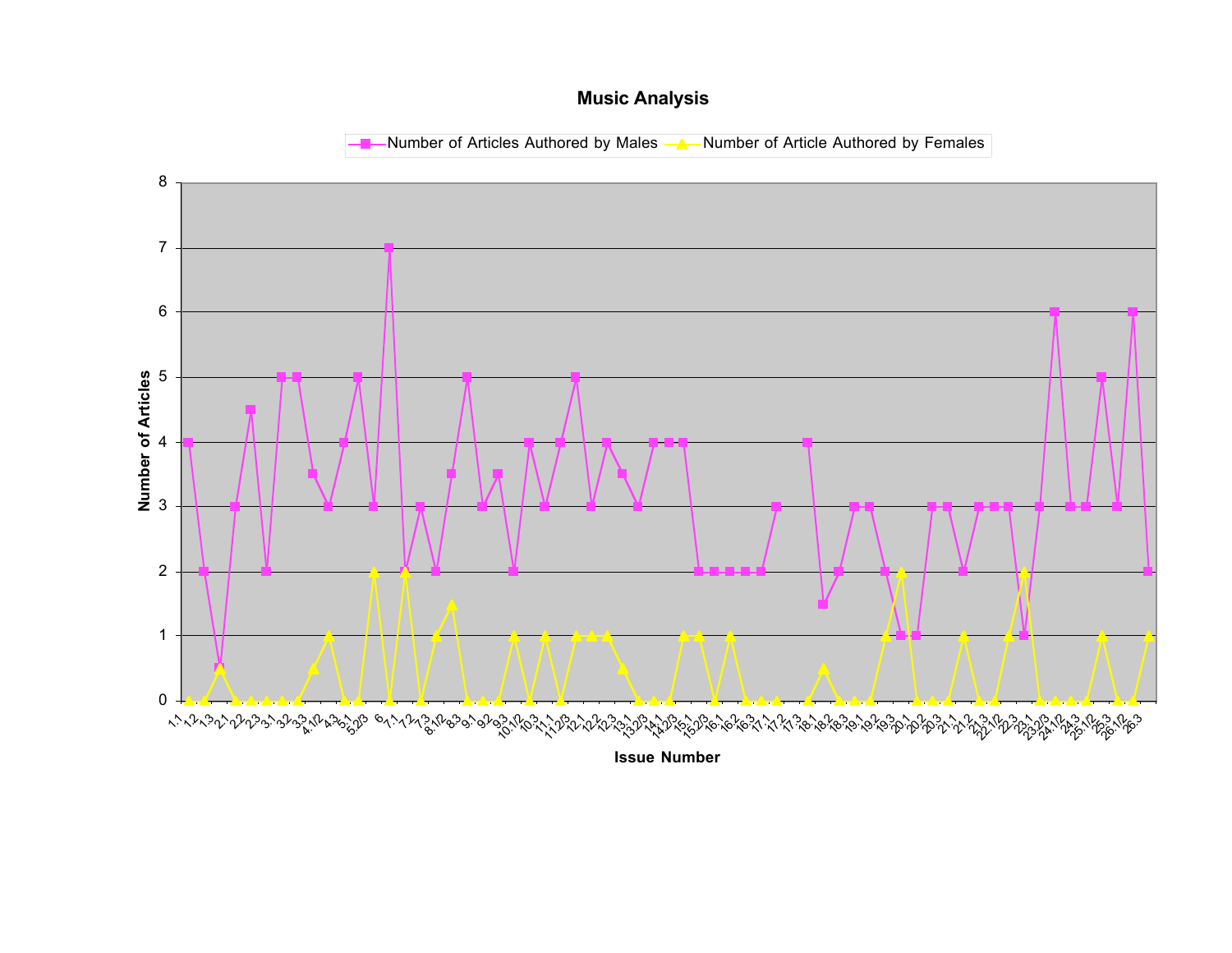# Music Analysis

- Number of Articles Authored by Males
- Number of Article Authored by Females

Number of Articles

Issue Number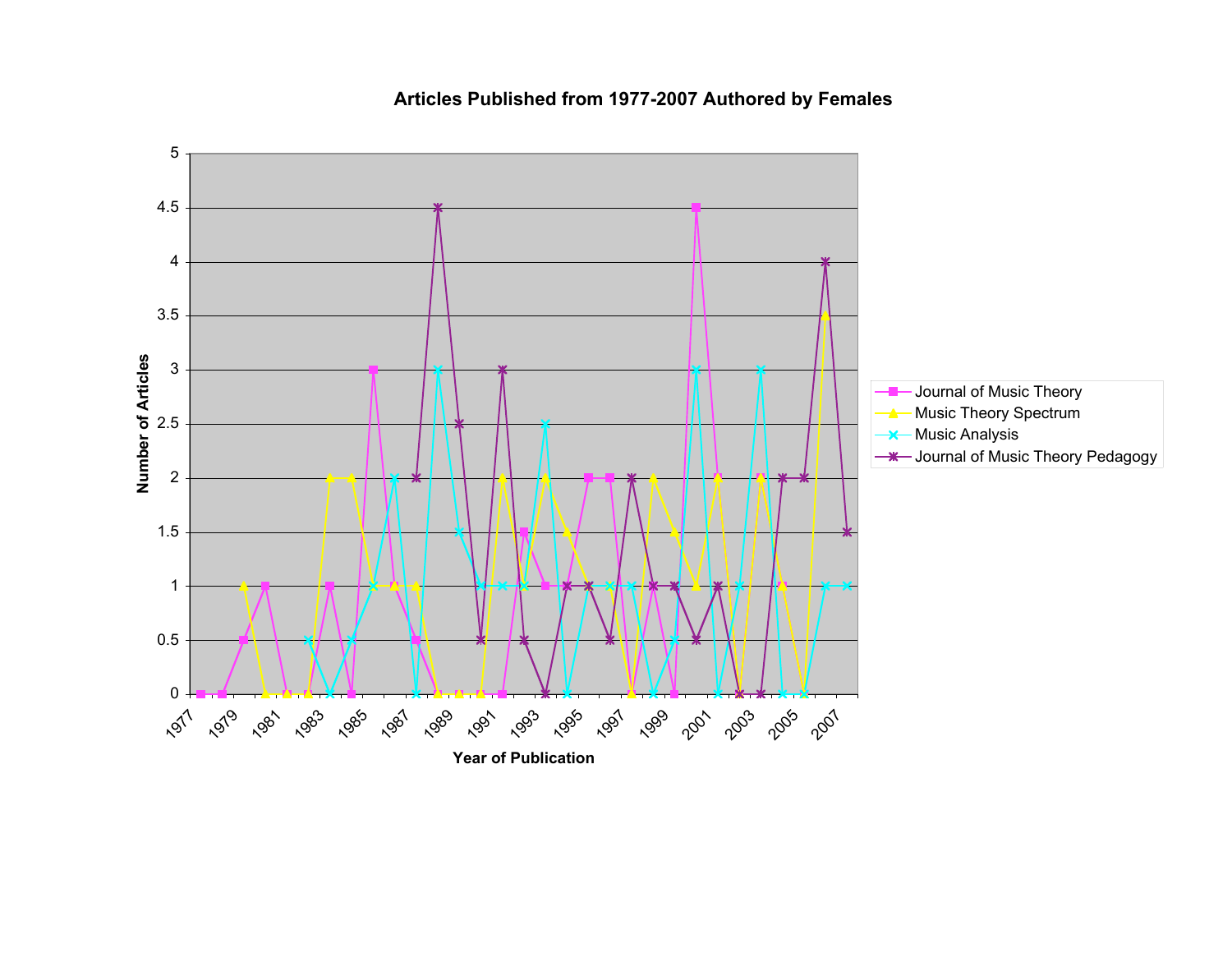**Articles Published from 1977-2007 Authored by Females**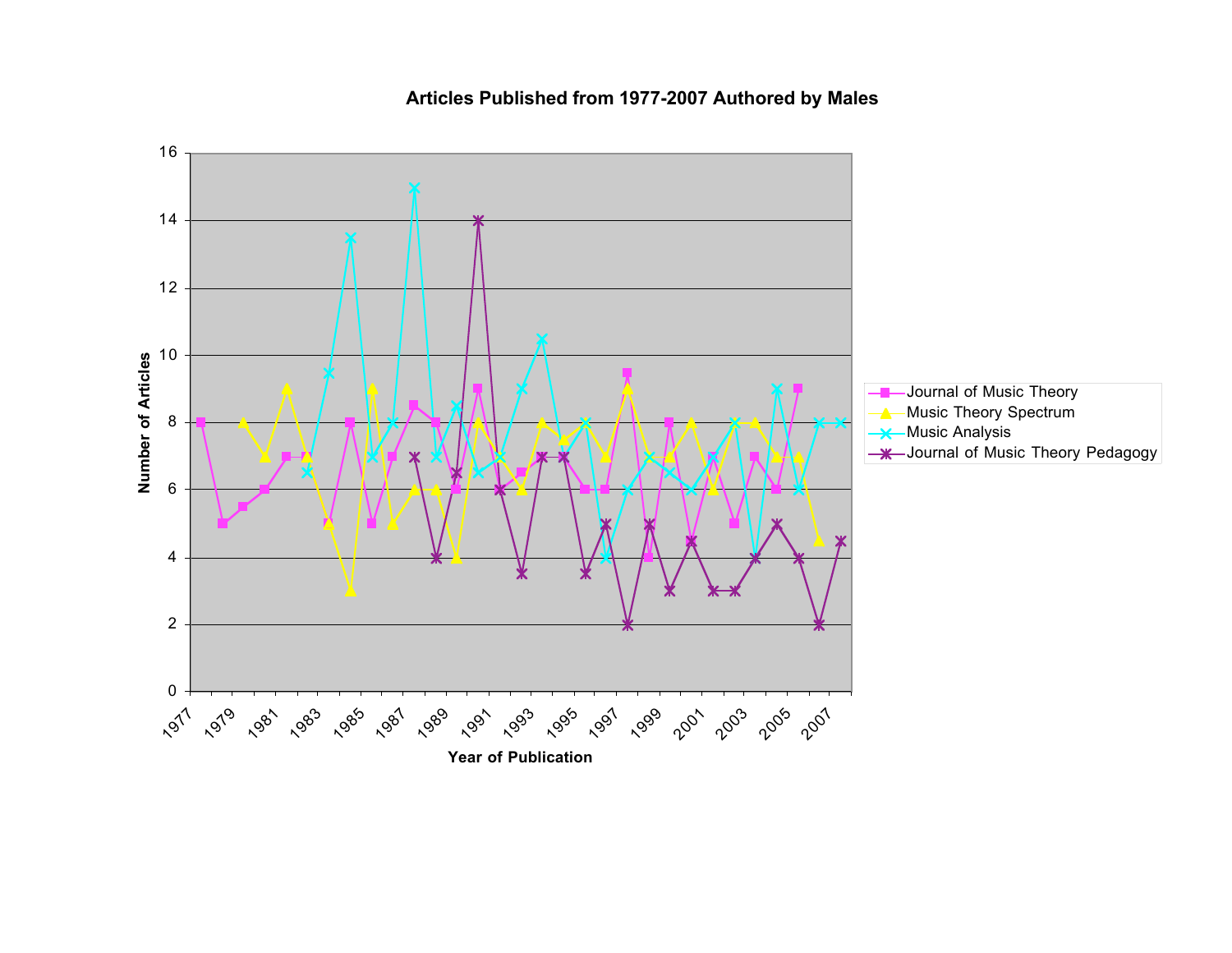**Articles Published from 1977-2007 Authored by Males**

Number of Articles

Year of Publication

Journal of Music Theory

Music Theory Spectrum

Music Analysis

Journal of Music Theory Pedagogy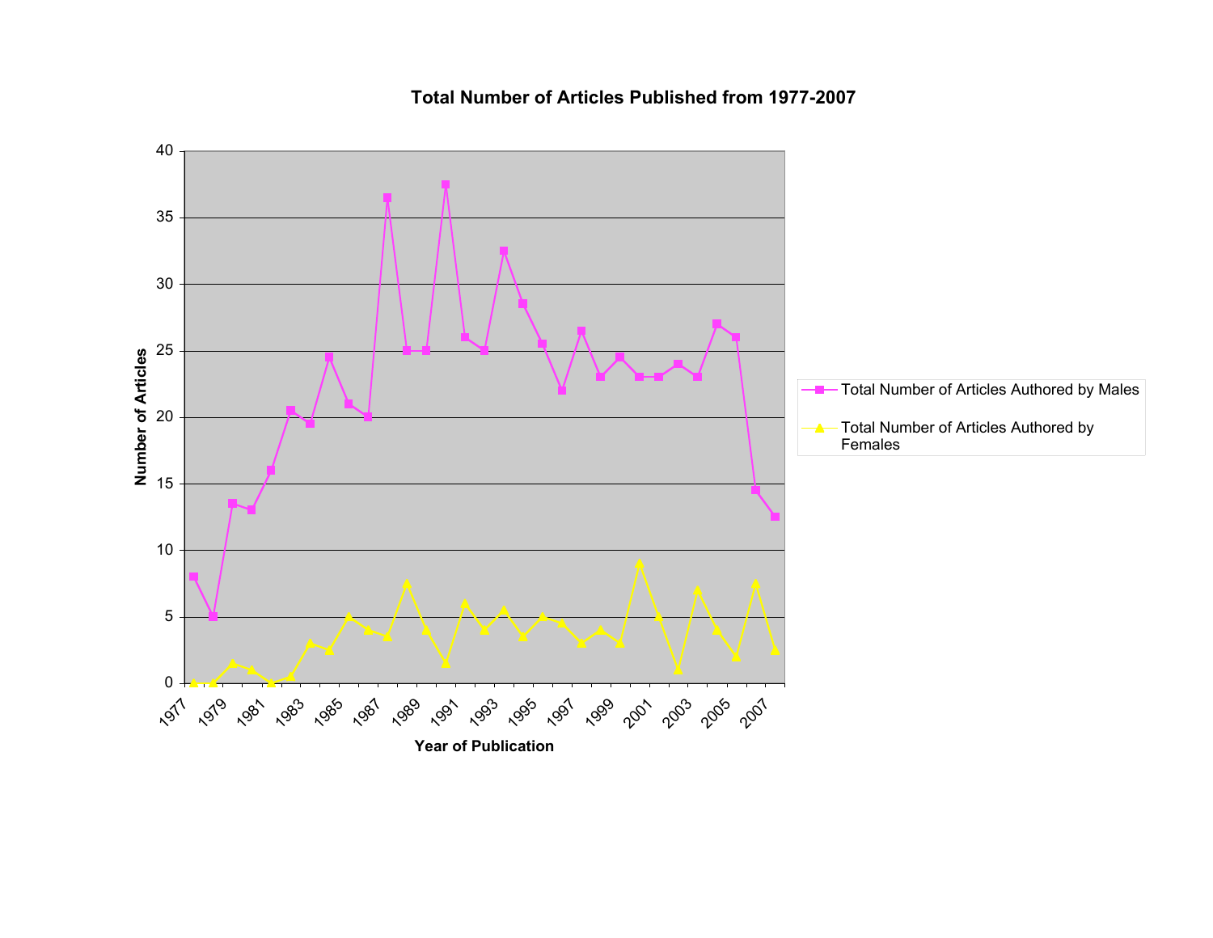Total Number of Articles Published from 1977-2007

Number of Articles

0
5
10
15
20
25
30
35
40

1977
1979
1981
1983
1985
1987
1989
1991
1993
1995
1997
1999
2001
2003
2005
2007

Year of Publication

Total Number of Articles Authored by Males

Total Number of Articles Authored by Females